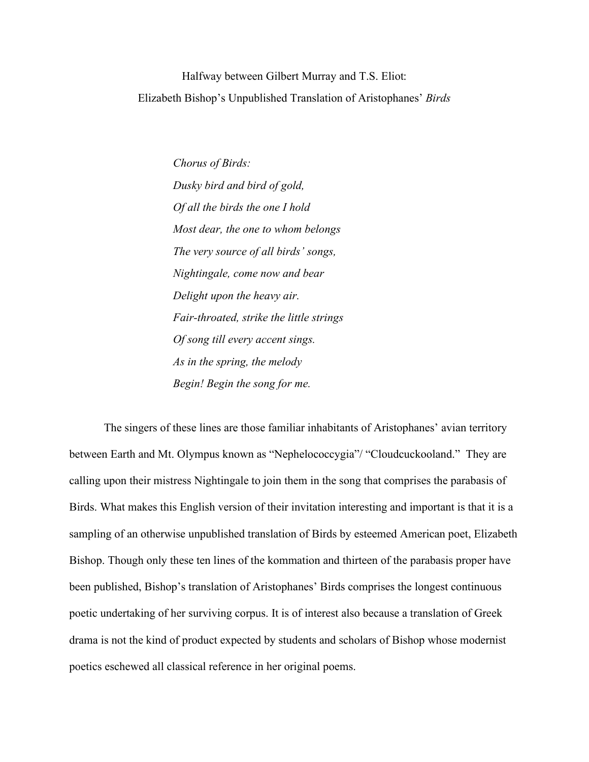# Halfway between Gilbert Murray and T.S. Eliot:
# Elizabeth Bishop's Unpublished Translation of Aristophanes' *Birds*

> *Chorus of Birds:*
> *Dusky bird and bird of gold,*
> *Of all the birds the one I hold*
> *Most dear, the one to whom belongs*
> *The very source of all birds' songs,*
> *Nightingale, come now and bear*
> *Delight upon the heavy air.*
> *Fair-throated, strike the little strings*
> *Of song till every accent sings.*
> *As in the spring, the melody*
> *Begin! Begin the song for me.*

The singers of these lines are those familiar inhabitants of Aristophanes' avian territory between Earth and Mt. Olympus known as "Nephelococcygia"/ "Cloudcuckooland." They are calling upon their mistress Nightingale to join them in the song that comprises the parabasis of Birds. What makes this English version of their invitation interesting and important is that it is a sampling of an otherwise unpublished translation of Birds by esteemed American poet, Elizabeth Bishop. Though only these ten lines of the kommation and thirteen of the parabasis proper have been published, Bishop's translation of Aristophanes' Birds comprises the longest continuous poetic undertaking of her surviving corpus. It is of interest also because a translation of Greek drama is not the kind of product expected by students and scholars of Bishop whose modernist poetics eschewed all classical reference in her original poems.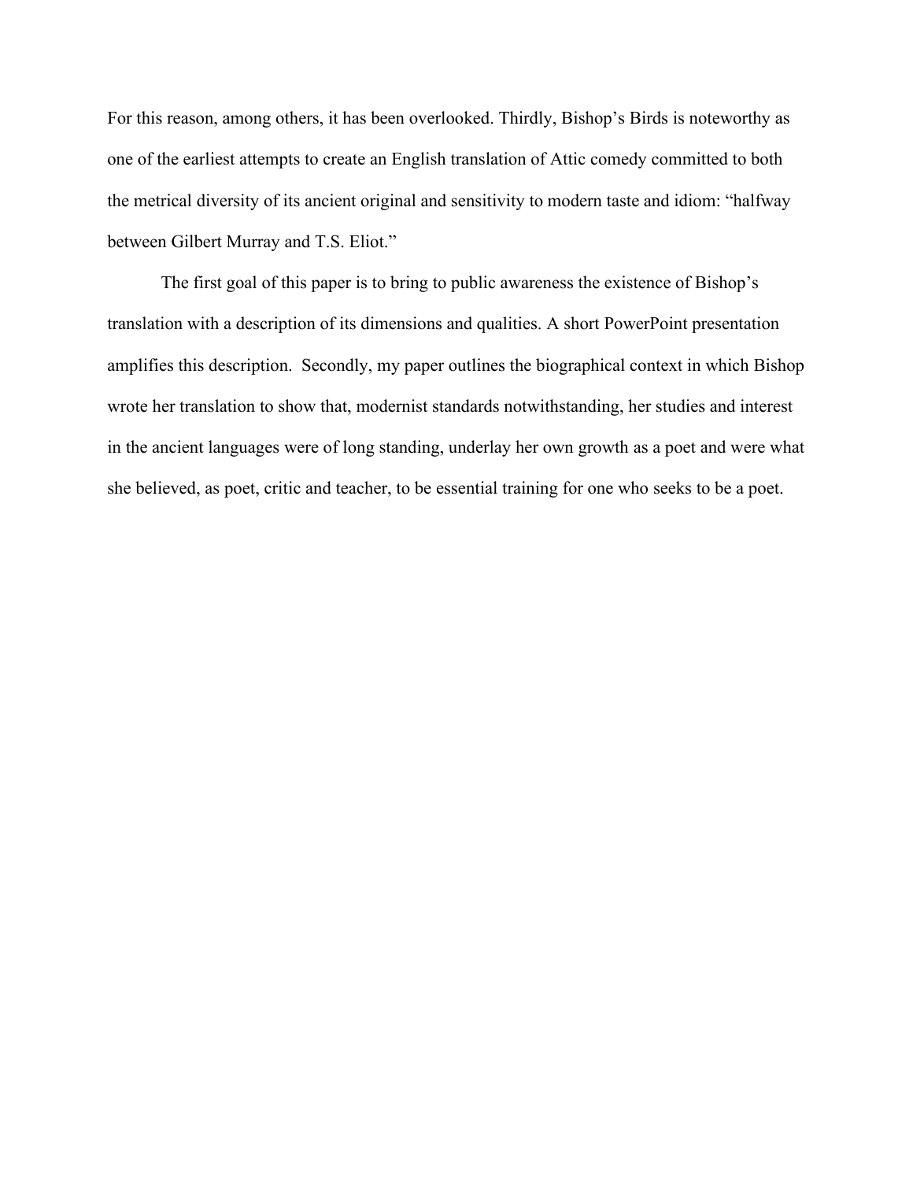For this reason, among others, it has been overlooked. Thirdly, Bishop's Birds is noteworthy as one of the earliest attempts to create an English translation of Attic comedy committed to both the metrical diversity of its ancient original and sensitivity to modern taste and idiom: "halfway between Gilbert Murray and T.S. Eliot."

The first goal of this paper is to bring to public awareness the existence of Bishop's translation with a description of its dimensions and qualities. A short PowerPoint presentation amplifies this description. Secondly, my paper outlines the biographical context in which Bishop wrote her translation to show that, modernist standards notwithstanding, her studies and interest in the ancient languages were of long standing, underlay her own growth as a poet and were what she believed, as poet, critic and teacher, to be essential training for one who seeks to be a poet.